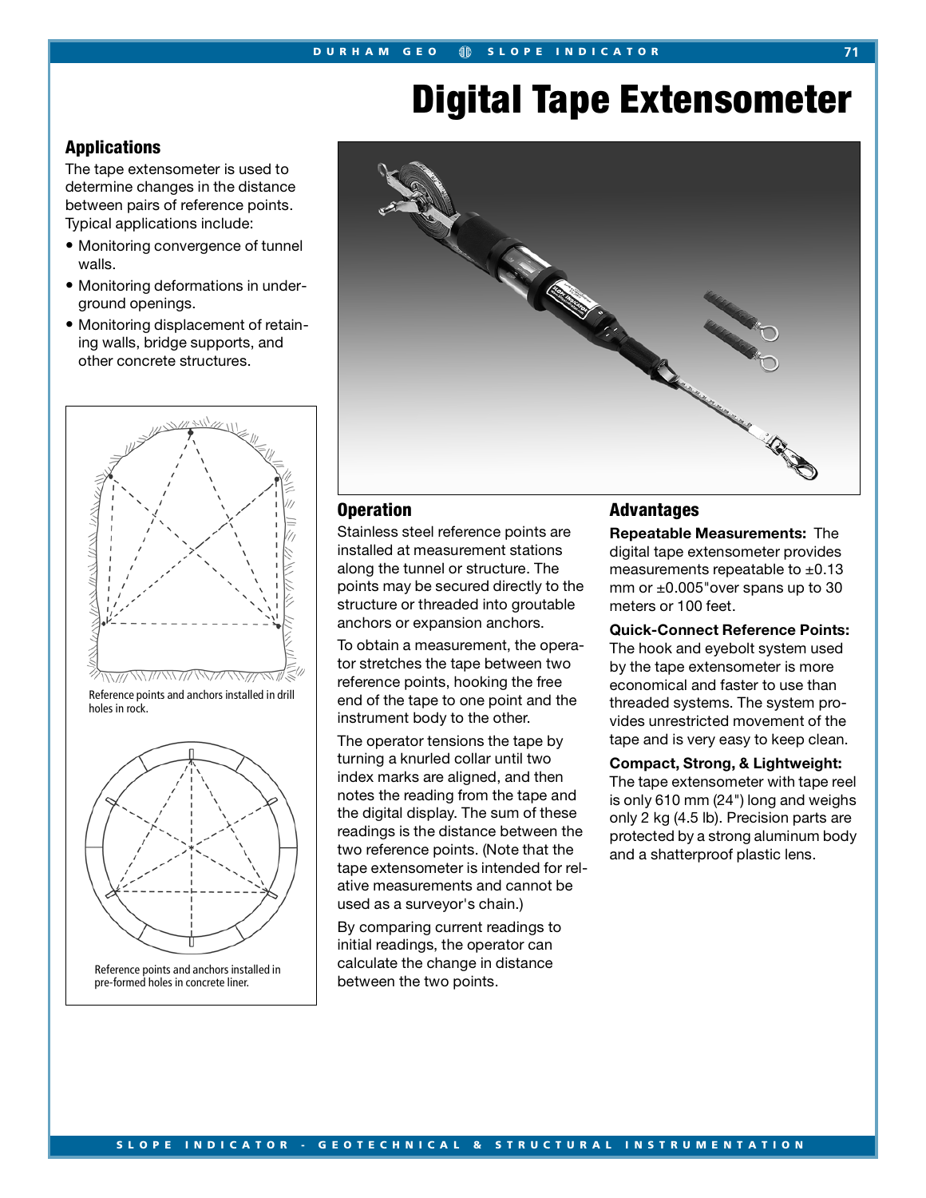# Digital Tape Extensometer

## Applications

The tape extensometer is used to determine changes in the distance between pairs of reference points. Typical applications include:

- Monitoring convergence of tunnel walls.
- Monitoring deformations in underground openings.
- Monitoring displacement of retaining walls, bridge supports, and other concrete structures.

Reference points and anchors installed in drill holes in rock.

Reference points and anchors installed in pre-formed holes in concrete liner.

## Operation

Stainless steel reference points are installed at measurement stations along the tunnel or structure. The points may be secured directly to the structure or threaded into groutable anchors or expansion anchors.

To obtain a measurement, the operator stretches the tape between two reference points, hooking the free end of the tape to one point and the instrument body to the other.

The operator tensions the tape by turning a knurled collar until two index marks are aligned, and then notes the reading from the tape and the digital display. The sum of these readings is the distance between the two reference points. (Note that the tape extensometer is intended for relative measurements and cannot be used as a surveyor's chain.)

By comparing current readings to initial readings, the operator can calculate the change in distance between the two points.

## Advantages

**Repeatable Measurements:** The digital tape extensometer provides measurements repeatable to ±0.13 mm or ±0.005"over spans up to 30 meters or 100 feet.

**Quick-Connect Reference Points:** The hook and eyebolt system used by the tape extensometer is more economical and faster to use than threaded systems. The system provides unrestricted movement of the tape and is very easy to keep clean.

**Compact, Strong, & Lightweight:** The tape extensometer with tape reel is only 610 mm (24") long and weighs only 2 kg (4.5 lb). Precision parts are protected by a strong aluminum body and a shatterproof plastic lens.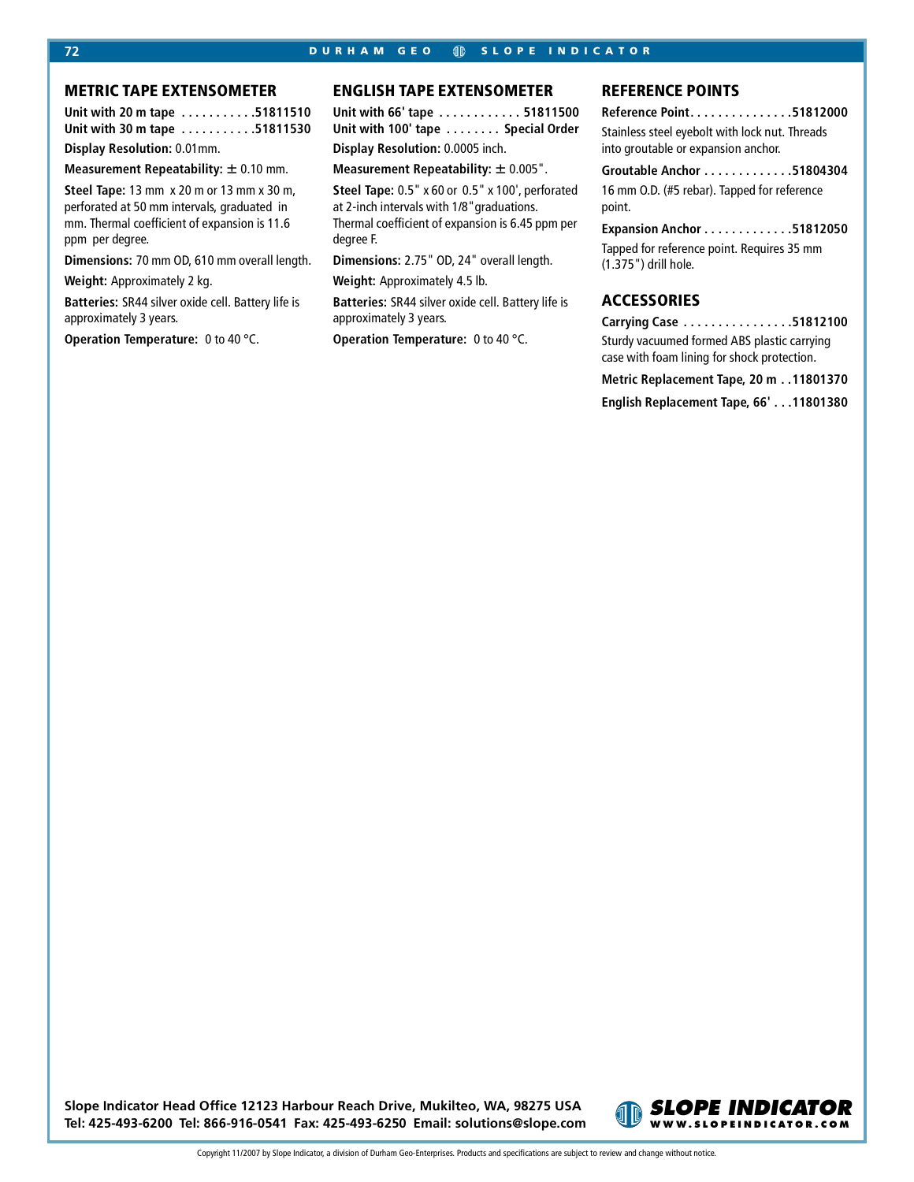## METRIC TAPE EXTENSOMETER

**Unit with 20 m tape . . . . . . . . . . .51811510**
**Unit with 30 m tape . . . . . . . . . . .51811530**

**Display Resolution:** 0.01mm.

**Measurement Repeatability:** ± 0.10 mm.

**Steel Tape:** 13 mm x 20 m or 13 mm x 30 m, perforated at 50 mm intervals, graduated in mm. Thermal coefficient of expansion is 11.6 ppm per degree.

**Dimensions:** 70 mm OD, 610 mm overall length.

**Weight:** Approximately 2 kg.

**Batteries:** SR44 silver oxide cell. Battery life is approximately 3 years.

**Operation Temperature:** 0 to 40 °C.

## ENGLISH TAPE EXTENSOMETER

**Unit with 66' tape . . . . . . . . . . . . 51811500**
**Unit with 100' tape . . . . . . . . Special Order**

**Display Resolution:** 0.0005 inch.

**Measurement Repeatability:** ± 0.005".

**Steel Tape:** 0.5" x 60 or 0.5" x 100', perforated at 2-inch intervals with 1/8" graduations. Thermal coefficient of expansion is 6.45 ppm per degree F.

**Dimensions:** 2.75" OD, 24" overall length.

**Weight:** Approximately 4.5 lb.

**Batteries:** SR44 silver oxide cell. Battery life is approximately 3 years.

**Operation Temperature:** 0 to 40 °C.

## REFERENCE POINTS

**Reference Point. . . . . . . . . . . . . . .51812000**

Stainless steel eyebolt with lock nut. Threads into groutable or expansion anchor.

**Groutable Anchor . . . . . . . . . . . . .51804304**

16 mm O.D. (#5 rebar). Tapped for reference point.

**Expansion Anchor . . . . . . . . . . . . .51812050**

Tapped for reference point. Requires 35 mm (1.375") drill hole.

## ACCESSORIES

**Carrying Case . . . . . . . . . . . . . . . .51812100**

Sturdy vacuumed formed ABS plastic carrying case with foam lining for shock protection.

**Metric Replacement Tape, 20 m . .11801370**

**English Replacement Tape, 66' . . .11801380**

**Slope Indicator Head Office 12123 Harbour Reach Drive, Mukilteo, WA, 98275 USA**
**Tel: 425-493-6200 Tel: 866-916-0541 Fax: 425-493-6250 Email: solutions@slope.com**

SLOPE INDICATOR
WWW.SLOPEINDICATOR.COM

Copyright 11/2007 by Slope Indicator, a division of Durham Geo-Enterprises. Products and specifications are subject to review and change without notice.